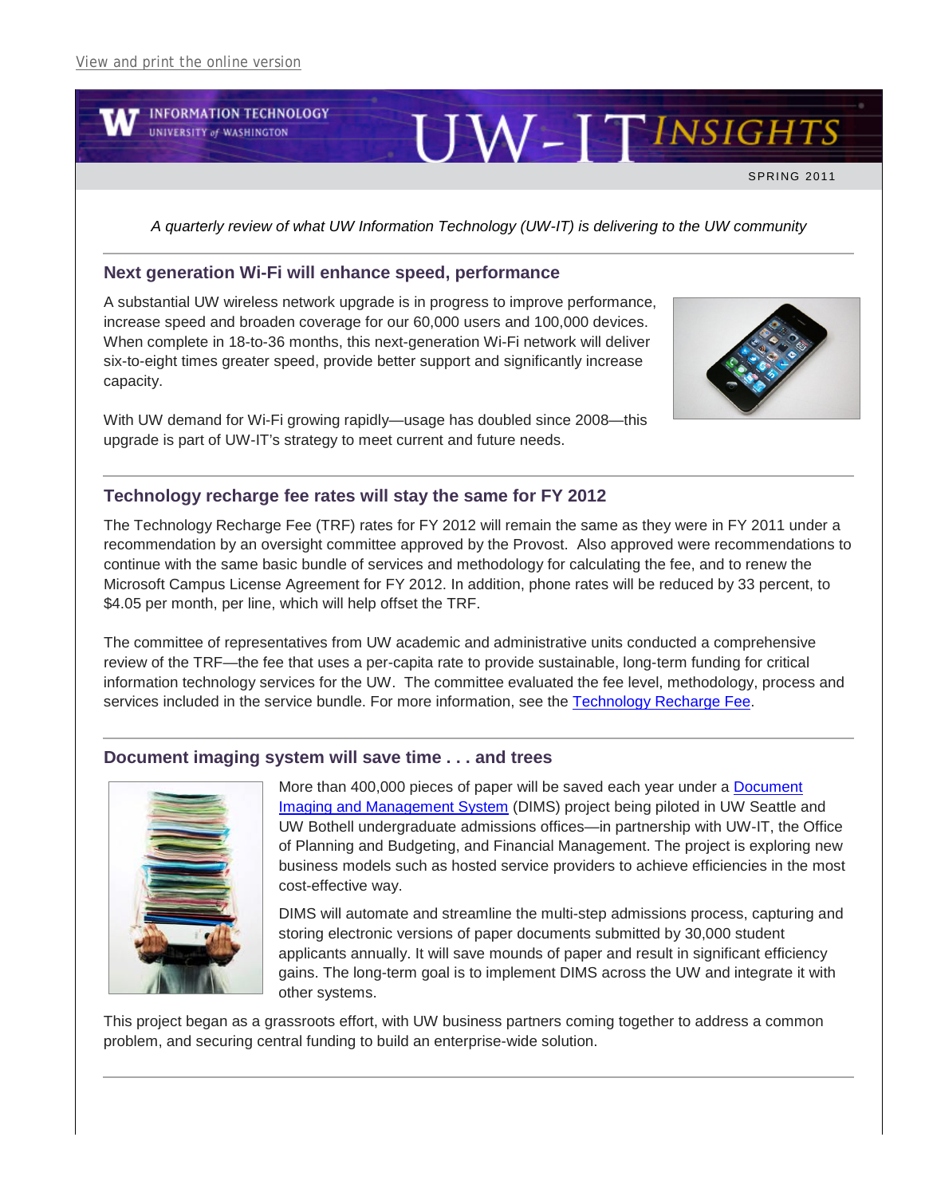View and print the online version

# UW-IT INSIGHTS

INFORMATION TECHNOLOGY
UNIVERSITY of WASHINGTON

SPRING 2011

*A quarterly review of what UW Information Technology (UW-IT) is delivering to the UW community*

## Next generation Wi-Fi will enhance speed, performance

A substantial UW wireless network upgrade is in progress to improve performance, increase speed and broaden coverage for our 60,000 users and 100,000 devices. When complete in 18-to-36 months, this next-generation Wi-Fi network will deliver six-to-eight times greater speed, provide better support and significantly increase capacity.

With UW demand for Wi-Fi growing rapidly—usage has doubled since 2008—this upgrade is part of UW-IT's strategy to meet current and future needs.

## Technology recharge fee rates will stay the same for FY 2012

The Technology Recharge Fee (TRF) rates for FY 2012 will remain the same as they were in FY 2011 under a recommendation by an oversight committee approved by the Provost. Also approved were recommendations to continue with the same basic bundle of services and methodology for calculating the fee, and to renew the Microsoft Campus License Agreement for FY 2012. In addition, phone rates will be reduced by 33 percent, to $4.05 per month, per line, which will help offset the TRF.

The committee of representatives from UW academic and administrative units conducted a comprehensive review of the TRF—the fee that uses a per-capita rate to provide sustainable, long-term funding for critical information technology services for the UW. The committee evaluated the fee level, methodology, process and services included in the service bundle. For more information, see the Technology Recharge Fee.

## Document imaging system will save time . . . and trees

More than 400,000 pieces of paper will be saved each year under a Document Imaging and Management System (DIMS) project being piloted in UW Seattle and UW Bothell undergraduate admissions offices—in partnership with UW-IT, the Office of Planning and Budgeting, and Financial Management. The project is exploring new business models such as hosted service providers to achieve efficiencies in the most cost-effective way.

DIMS will automate and streamline the multi-step admissions process, capturing and storing electronic versions of paper documents submitted by 30,000 student applicants annually. It will save mounds of paper and result in significant efficiency gains. The long-term goal is to implement DIMS across the UW and integrate it with other systems.

This project began as a grassroots effort, with UW business partners coming together to address a common problem, and securing central funding to build an enterprise-wide solution.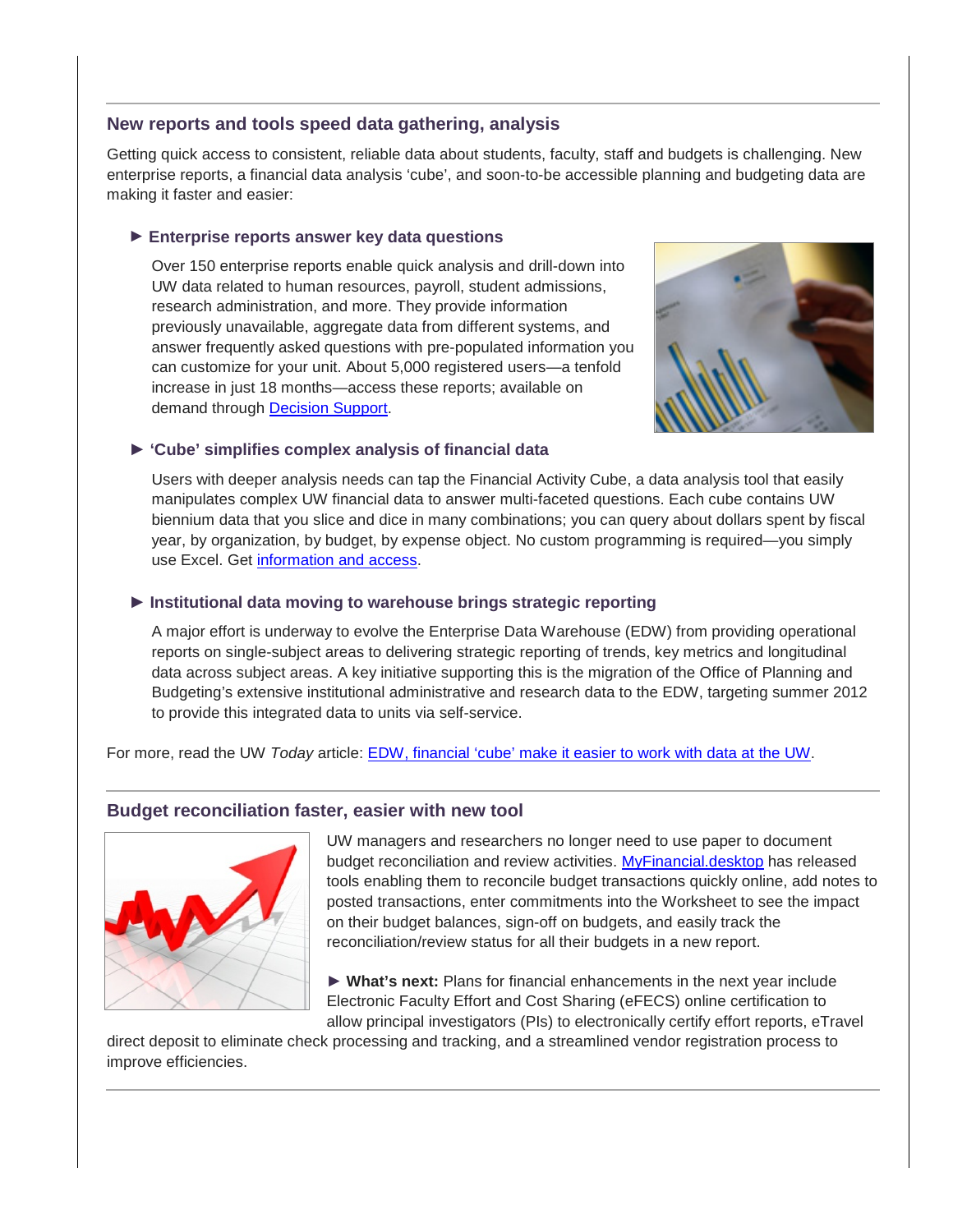## New reports and tools speed data gathering, analysis

Getting quick access to consistent, reliable data about students, faculty, staff and budgets is challenging. New enterprise reports, a financial data analysis 'cube', and soon-to-be accessible planning and budgeting data are making it faster and easier:

### ► Enterprise reports answer key data questions

Over 150 enterprise reports enable quick analysis and drill-down into UW data related to human resources, payroll, student admissions, research administration, and more. They provide information previously unavailable, aggregate data from different systems, and answer frequently asked questions with pre-populated information you can customize for your unit. About 5,000 registered users—a tenfold increase in just 18 months—access these reports; available on demand through Decision Support.

### ► 'Cube' simplifies complex analysis of financial data

Users with deeper analysis needs can tap the Financial Activity Cube, a data analysis tool that easily manipulates complex UW financial data to answer multi-faceted questions. Each cube contains UW biennium data that you slice and dice in many combinations; you can query about dollars spent by fiscal year, by organization, by budget, by expense object. No custom programming is required—you simply use Excel. Get information and access.

### ► Institutional data moving to warehouse brings strategic reporting

A major effort is underway to evolve the Enterprise Data Warehouse (EDW) from providing operational reports on single-subject areas to delivering strategic reporting of trends, key metrics and longitudinal data across subject areas. A key initiative supporting this is the migration of the Office of Planning and Budgeting's extensive institutional administrative and research data to the EDW, targeting summer 2012 to provide this integrated data to units via self-service.

For more, read the UW *Today* article: EDW, financial 'cube' make it easier to work with data at the UW.

## Budget reconciliation faster, easier with new tool

UW managers and researchers no longer need to use paper to document budget reconciliation and review activities. MyFinancial.desktop has released tools enabling them to reconcile budget transactions quickly online, add notes to posted transactions, enter commitments into the Worksheet to see the impact on their budget balances, sign-off on budgets, and easily track the reconciliation/review status for all their budgets in a new report.

► **What's next:** Plans for financial enhancements in the next year include Electronic Faculty Effort and Cost Sharing (eFECS) online certification to allow principal investigators (PIs) to electronically certify effort reports, eTravel direct deposit to eliminate check processing and tracking, and a streamlined vendor registration process to improve efficiencies.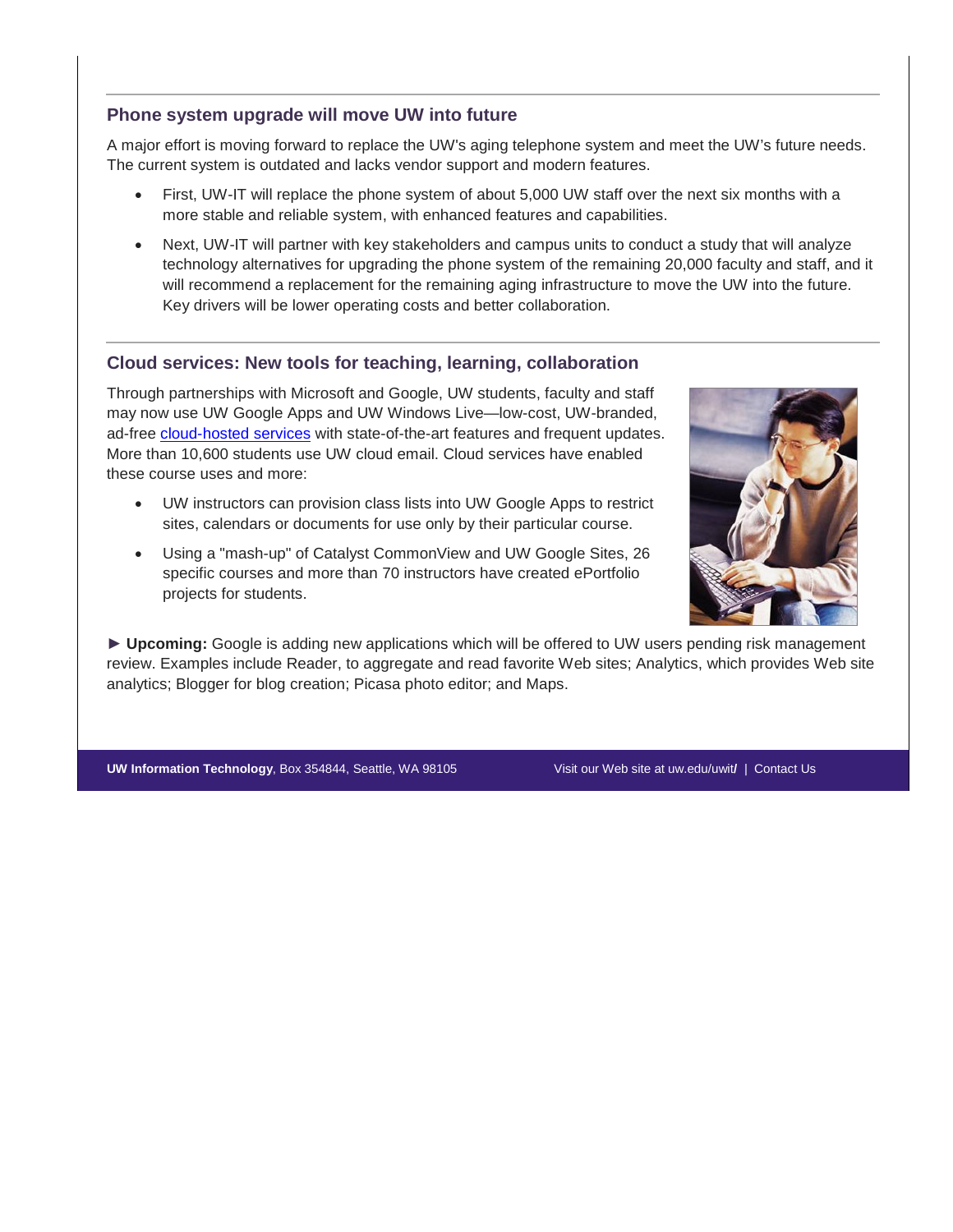## Phone system upgrade will move UW into future

A major effort is moving forward to replace the UW's aging telephone system and meet the UW's future needs. The current system is outdated and lacks vendor support and modern features.

- First, UW-IT will replace the phone system of about 5,000 UW staff over the next six months with a more stable and reliable system, with enhanced features and capabilities.
- Next, UW-IT will partner with key stakeholders and campus units to conduct a study that will analyze technology alternatives for upgrading the phone system of the remaining 20,000 faculty and staff, and it will recommend a replacement for the remaining aging infrastructure to move the UW into the future. Key drivers will be lower operating costs and better collaboration.

## Cloud services: New tools for teaching, learning, collaboration

Through partnerships with Microsoft and Google, UW students, faculty and staff may now use UW Google Apps and UW Windows Live—low-cost, UW-branded, ad-free cloud-hosted services with state-of-the-art features and frequent updates. More than 10,600 students use UW cloud email. Cloud services have enabled these course uses and more:

- UW instructors can provision class lists into UW Google Apps to restrict sites, calendars or documents for use only by their particular course.
- Using a "mash-up" of Catalyst CommonView and UW Google Sites, 26 specific courses and more than 70 instructors have created ePortfolio projects for students.

► **Upcoming:** Google is adding new applications which will be offered to UW users pending risk management review. Examples include Reader, to aggregate and read favorite Web sites; Analytics, which provides Web site analytics; Blogger for blog creation; Picasa photo editor; and Maps.

**UW Information Technology**, Box 354844, Seattle, WA 98105 Visit our Web site at uw.edu/uwit/ | Contact Us